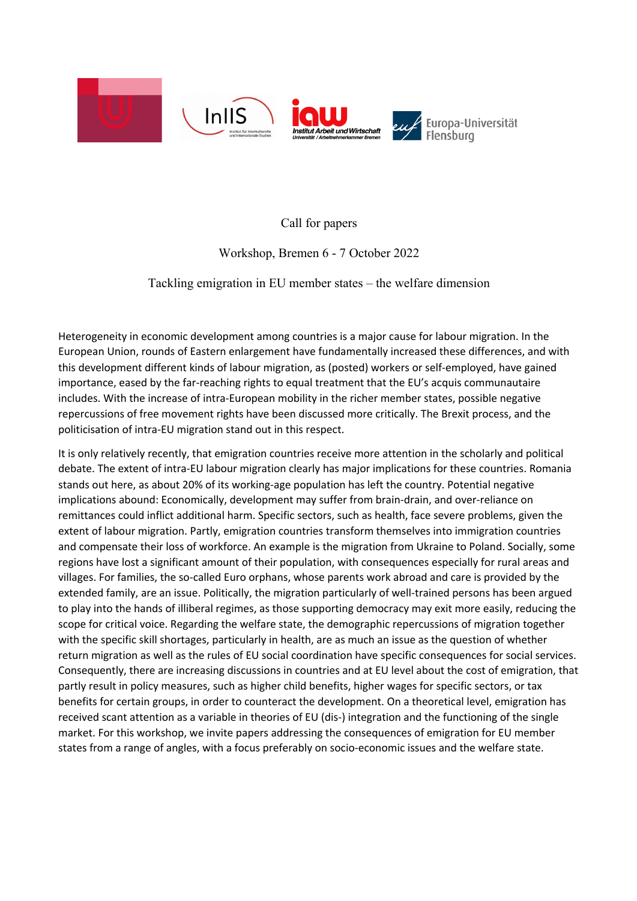Call for papers

Workshop, Bremen 6 - 7 October 2022

Tackling emigration in EU member states – the welfare dimension

Heterogeneity in economic development among countries is a major cause for labour migration. In the European Union, rounds of Eastern enlargement have fundamentally increased these differences, and with this development different kinds of labour migration, as (posted) workers or self-employed, have gained importance, eased by the far-reaching rights to equal treatment that the EU's acquis communautaire includes. With the increase of intra-European mobility in the richer member states, possible negative repercussions of free movement rights have been discussed more critically. The Brexit process, and the politicisation of intra-EU migration stand out in this respect.

It is only relatively recently, that emigration countries receive more attention in the scholarly and political debate. The extent of intra-EU labour migration clearly has major implications for these countries. Romania stands out here, as about 20% of its working-age population has left the country. Potential negative implications abound: Economically, development may suffer from brain-drain, and over-reliance on remittances could inflict additional harm. Specific sectors, such as health, face severe problems, given the extent of labour migration. Partly, emigration countries transform themselves into immigration countries and compensate their loss of workforce. An example is the migration from Ukraine to Poland. Socially, some regions have lost a significant amount of their population, with consequences especially for rural areas and villages. For families, the so-called Euro orphans, whose parents work abroad and care is provided by the extended family, are an issue. Politically, the migration particularly of well-trained persons has been argued to play into the hands of illiberal regimes, as those supporting democracy may exit more easily, reducing the scope for critical voice. Regarding the welfare state, the demographic repercussions of migration together with the specific skill shortages, particularly in health, are as much an issue as the question of whether return migration as well as the rules of EU social coordination have specific consequences for social services. Consequently, there are increasing discussions in countries and at EU level about the cost of emigration, that partly result in policy measures, such as higher child benefits, higher wages for specific sectors, or tax benefits for certain groups, in order to counteract the development. On a theoretical level, emigration has received scant attention as a variable in theories of EU (dis-) integration and the functioning of the single market. For this workshop, we invite papers addressing the consequences of emigration for EU member states from a range of angles, with a focus preferably on socio-economic issues and the welfare state.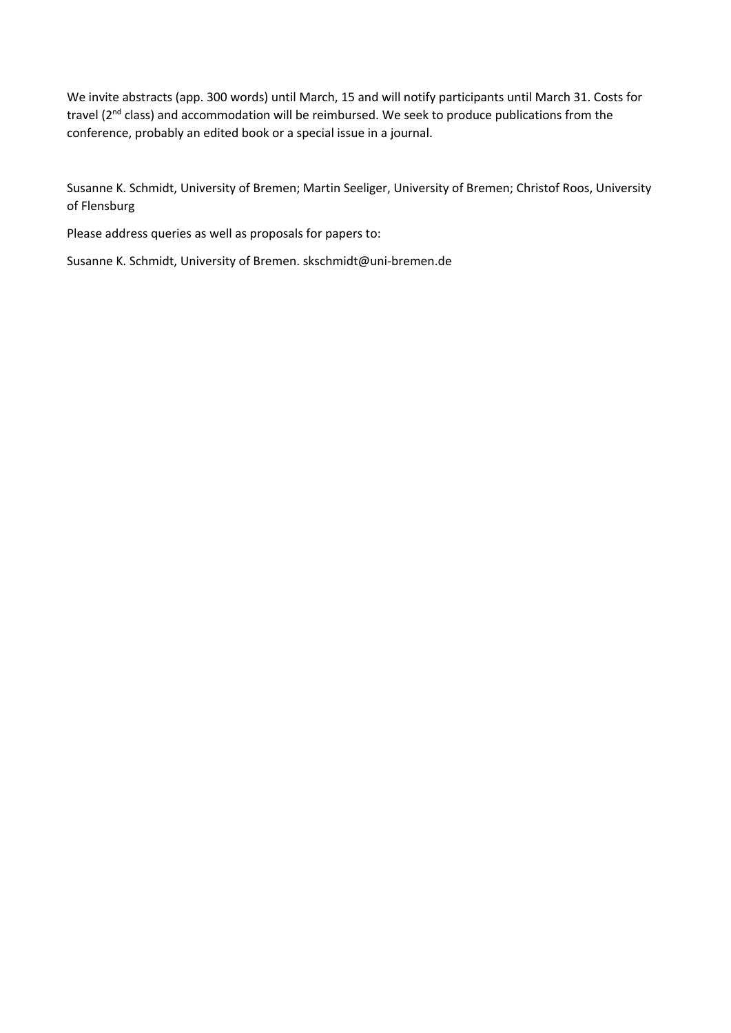We invite abstracts (app. 300 words) until March, 15 and will notify participants until March 31. Costs for travel (2nd class) and accommodation will be reimbursed. We seek to produce publications from the conference, probably an edited book or a special issue in a journal.

Susanne K. Schmidt, University of Bremen; Martin Seeliger, University of Bremen; Christof Roos, University of Flensburg

Please address queries as well as proposals for papers to:

Susanne K. Schmidt, University of Bremen. skschmidt@uni-bremen.de